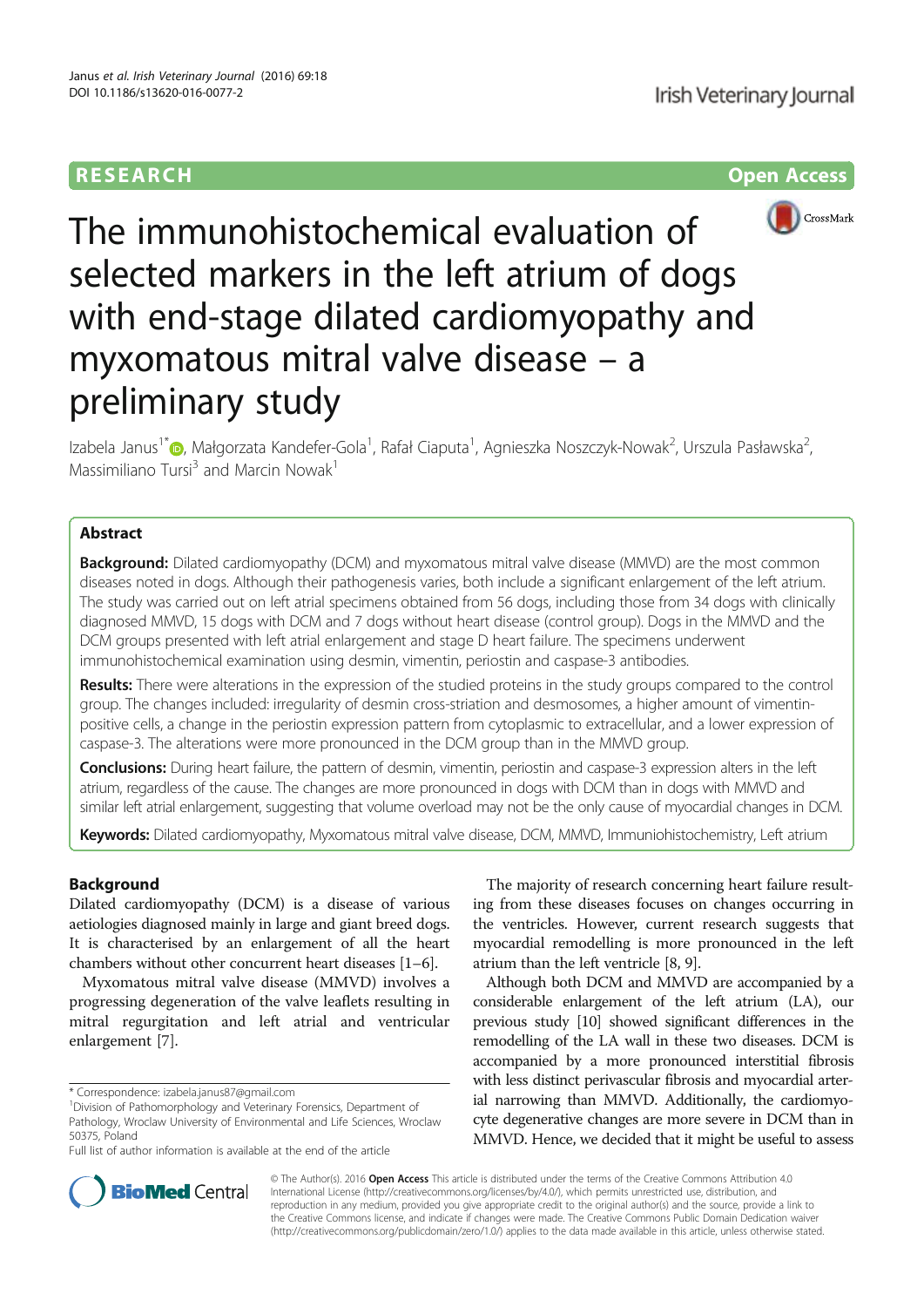RESEARCH Open Access

# The immunohistochemical evaluation of selected markers in the left atrium of dogs with end-stage dilated cardiomyopathy and myxomatous mitral valve disease – a preliminary study

Izabela Janus[1*], Małgorzata Kandefer-Gola[1], Rafał Ciaputa[1], Agnieszka Noszczyk-Nowak[2], Urszula Pasławska[2], Massimiliano Tursi[3] and Marcin Nowak[1]

## Abstract

**Background:** Dilated cardiomyopathy (DCM) and myxomatous mitral valve disease (MMVD) are the most common diseases noted in dogs. Although their pathogenesis varies, both include a significant enlargement of the left atrium. The study was carried out on left atrial specimens obtained from 56 dogs, including those from 34 dogs with clinically diagnosed MMVD, 15 dogs with DCM and 7 dogs without heart disease (control group). Dogs in the MMVD and the DCM groups presented with left atrial enlargement and stage D heart failure. The specimens underwent immunohistochemical examination using desmin, vimentin, periostin and caspase-3 antibodies.

**Results:** There were alterations in the expression of the studied proteins in the study groups compared to the control group. The changes included: irregularity of desmin cross-striation and desmosomes, a higher amount of vimentin-positive cells, a change in the periostin expression pattern from cytoplasmic to extracellular, and a lower expression of caspase-3. The alterations were more pronounced in the DCM group than in the MMVD group.

**Conclusions:** During heart failure, the pattern of desmin, vimentin, periostin and caspase-3 expression alters in the left atrium, regardless of the cause. The changes are more pronounced in dogs with DCM than in dogs with MMVD and similar left atrial enlargement, suggesting that volume overload may not be the only cause of myocardial changes in DCM.

**Keywords:** Dilated cardiomyopathy, Myxomatous mitral valve disease, DCM, MMVD, Immuniohistochemistry, Left atrium

## Background

Dilated cardiomyopathy (DCM) is a disease of various aetiologies diagnosed mainly in large and giant breed dogs. It is characterised by an enlargement of all the heart chambers without other concurrent heart diseases [1–6].

Myxomatous mitral valve disease (MMVD) involves a progressing degeneration of the valve leaflets resulting in mitral regurgitation and left atrial and ventricular enlargement [7].

The majority of research concerning heart failure resulting from these diseases focuses on changes occurring in the ventricles. However, current research suggests that myocardial remodelling is more pronounced in the left atrium than the left ventricle [8, 9].

Although both DCM and MMVD are accompanied by a considerable enlargement of the left atrium (LA), our previous study [10] showed significant differences in the remodelling of the LA wall in these two diseases. DCM is accompanied by a more pronounced interstitial fibrosis with less distinct perivascular fibrosis and myocardial arterial narrowing than MMVD. Additionally, the cardiomyocyte degenerative changes are more severe in DCM than in MMVD. Hence, we decided that it might be useful to assess

\* Correspondence: izabela.janus87@gmail.com
[1]Division of Pathomorphology and Veterinary Forensics, Department of Pathology, Wroclaw University of Environmental and Life Sciences, Wroclaw 50375, Poland
Full list of author information is available at the end of the article

© The Author(s). 2016 **Open Access** This article is distributed under the terms of the Creative Commons Attribution 4.0 International License (http://creativecommons.org/licenses/by/4.0/), which permits unrestricted use, distribution, and reproduction in any medium, provided you give appropriate credit to the original author(s) and the source, provide a link to the Creative Commons license, and indicate if changes were made. The Creative Commons Public Domain Dedication waiver (http://creativecommons.org/publicdomain/zero/1.0/) applies to the data made available in this article, unless otherwise stated.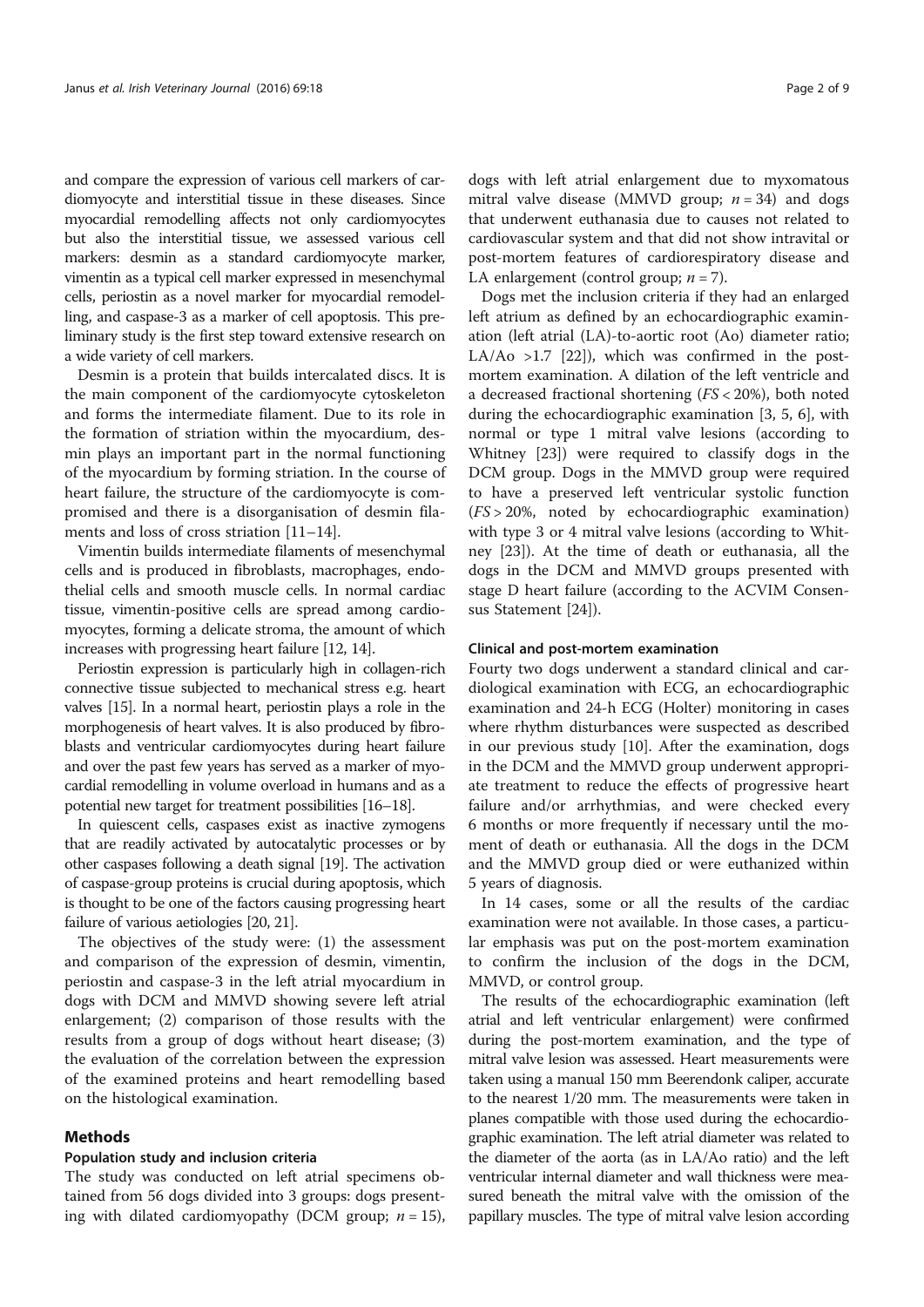and compare the expression of various cell markers of cardiomyocyte and interstitial tissue in these diseases. Since myocardial remodelling affects not only cardiomyocytes but also the interstitial tissue, we assessed various cell markers: desmin as a standard cardiomyocyte marker, vimentin as a typical cell marker expressed in mesenchymal cells, periostin as a novel marker for myocardial remodelling, and caspase-3 as a marker of cell apoptosis. This preliminary study is the first step toward extensive research on a wide variety of cell markers.

Desmin is a protein that builds intercalated discs. It is the main component of the cardiomyocyte cytoskeleton and forms the intermediate filament. Due to its role in the formation of striation within the myocardium, desmin plays an important part in the normal functioning of the myocardium by forming striation. In the course of heart failure, the structure of the cardiomyocyte is compromised and there is a disorganisation of desmin filaments and loss of cross striation [11–14].

Vimentin builds intermediate filaments of mesenchymal cells and is produced in fibroblasts, macrophages, endothelial cells and smooth muscle cells. In normal cardiac tissue, vimentin-positive cells are spread among cardiomyocytes, forming a delicate stroma, the amount of which increases with progressing heart failure [12, 14].

Periostin expression is particularly high in collagen-rich connective tissue subjected to mechanical stress e.g. heart valves [15]. In a normal heart, periostin plays a role in the morphogenesis of heart valves. It is also produced by fibroblasts and ventricular cardiomyocytes during heart failure and over the past few years has served as a marker of myocardial remodelling in volume overload in humans and as a potential new target for treatment possibilities [16–18].

In quiescent cells, caspases exist as inactive zymogens that are readily activated by autocatalytic processes or by other caspases following a death signal [19]. The activation of caspase-group proteins is crucial during apoptosis, which is thought to be one of the factors causing progressing heart failure of various aetiologies [20, 21].

The objectives of the study were: (1) the assessment and comparison of the expression of desmin, vimentin, periostin and caspase-3 in the left atrial myocardium in dogs with DCM and MMVD showing severe left atrial enlargement; (2) comparison of those results with the results from a group of dogs without heart disease; (3) the evaluation of the correlation between the expression of the examined proteins and heart remodelling based on the histological examination.

## Methods

### Population study and inclusion criteria

The study was conducted on left atrial specimens obtained from 56 dogs divided into 3 groups: dogs presenting with dilated cardiomyopathy (DCM group; $n = 15$), dogs with left atrial enlargement due to myxomatous mitral valve disease (MMVD group; $n = 34$) and dogs that underwent euthanasia due to causes not related to cardiovascular system and that did not show intravital or post-mortem features of cardiorespiratory disease and LA enlargement (control group; $n = 7$).

Dogs met the inclusion criteria if they had an enlarged left atrium as defined by an echocardiographic examination (left atrial (LA)-to-aortic root (Ao) diameter ratio; LA/Ao >1.7 [22]), which was confirmed in the post-mortem examination. A dilation of the left ventricle and a decreased fractional shortening ($FS < 20\%$), both noted during the echocardiographic examination [3, 5, 6], with normal or type 1 mitral valve lesions (according to Whitney [23]) were required to classify dogs in the DCM group. Dogs in the MMVD group were required to have a preserved left ventricular systolic function ($FS > 20\%$, noted by echocardiographic examination) with type 3 or 4 mitral valve lesions (according to Whitney [23]). At the time of death or euthanasia, all the dogs in the DCM and MMVD groups presented with stage D heart failure (according to the ACVIM Consensus Statement [24]).

### Clinical and post-mortem examination

Fourty two dogs underwent a standard clinical and cardiological examination with ECG, an echocardiographic examination and 24-h ECG (Holter) monitoring in cases where rhythm disturbances were suspected as described in our previous study [10]. After the examination, dogs in the DCM and the MMVD group underwent appropriate treatment to reduce the effects of progressive heart failure and/or arrhythmias, and were checked every 6 months or more frequently if necessary until the moment of death or euthanasia. All the dogs in the DCM and the MMVD group died or were euthanized within 5 years of diagnosis.

In 14 cases, some or all the results of the cardiac examination were not available. In those cases, a particular emphasis was put on the post-mortem examination to confirm the inclusion of the dogs in the DCM, MMVD, or control group.

The results of the echocardiographic examination (left atrial and left ventricular enlargement) were confirmed during the post-mortem examination, and the type of mitral valve lesion was assessed. Heart measurements were taken using a manual 150 mm Beerendonk caliper, accurate to the nearest 1/20 mm. The measurements were taken in planes compatible with those used during the echocardiographic examination. The left atrial diameter was related to the diameter of the aorta (as in LA/Ao ratio) and the left ventricular internal diameter and wall thickness were measured beneath the mitral valve with the omission of the papillary muscles. The type of mitral valve lesion according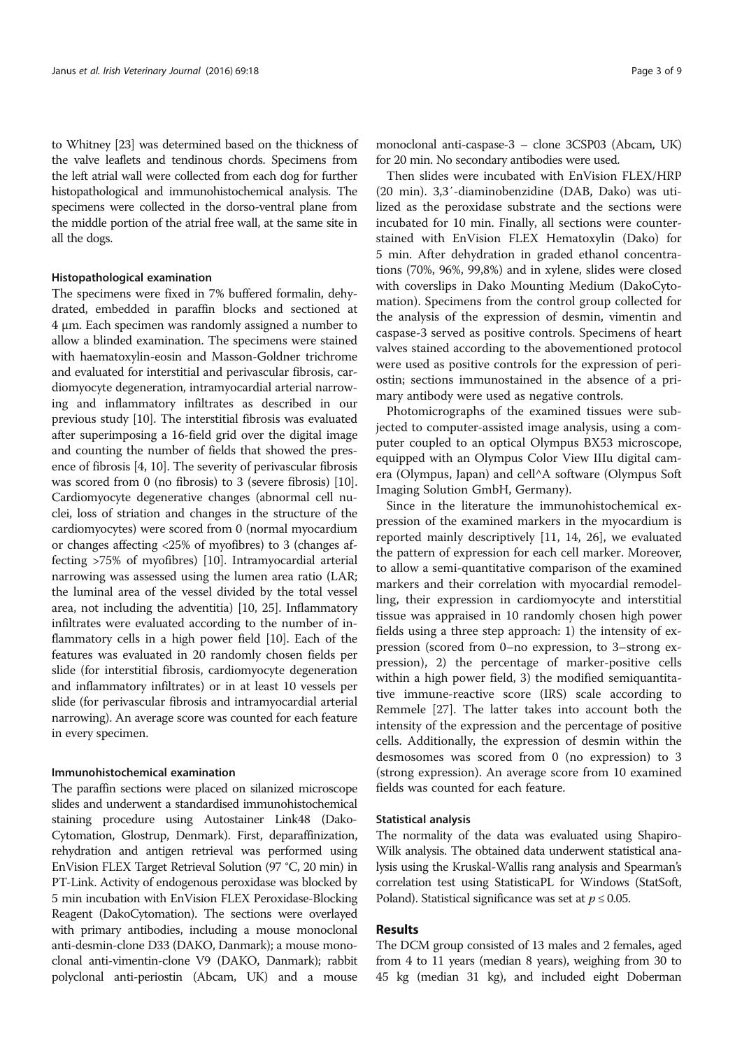to Whitney [23] was determined based on the thickness of the valve leaflets and tendinous chords. Specimens from the left atrial wall were collected from each dog for further histopathological and immunohistochemical analysis. The specimens were collected in the dorso-ventral plane from the middle portion of the atrial free wall, at the same site in all the dogs.

### Histopathological examination

The specimens were fixed in 7% buffered formalin, dehydrated, embedded in paraffin blocks and sectioned at 4 μm. Each specimen was randomly assigned a number to allow a blinded examination. The specimens were stained with haematoxylin-eosin and Masson-Goldner trichrome and evaluated for interstitial and perivascular fibrosis, cardiomyocyte degeneration, intramyocardial arterial narrowing and inflammatory infiltrates as described in our previous study [10]. The interstitial fibrosis was evaluated after superimposing a 16-field grid over the digital image and counting the number of fields that showed the presence of fibrosis [4, 10]. The severity of perivascular fibrosis was scored from 0 (no fibrosis) to 3 (severe fibrosis) [10]. Cardiomyocyte degenerative changes (abnormal cell nuclei, loss of striation and changes in the structure of the cardiomyocytes) were scored from 0 (normal myocardium or changes affecting <25% of myofibres) to 3 (changes affecting >75% of myofibres) [10]. Intramyocardial arterial narrowing was assessed using the lumen area ratio (LAR; the luminal area of the vessel divided by the total vessel area, not including the adventitia) [10, 25]. Inflammatory infiltrates were evaluated according to the number of inflammatory cells in a high power field [10]. Each of the features was evaluated in 20 randomly chosen fields per slide (for interstitial fibrosis, cardiomyocyte degeneration and inflammatory infiltrates) or in at least 10 vessels per slide (for perivascular fibrosis and intramyocardial arterial narrowing). An average score was counted for each feature in every specimen.

### Immunohistochemical examination

The paraffin sections were placed on silanized microscope slides and underwent a standardised immunohistochemical staining procedure using Autostainer Link48 (Dako-Cytomation, Glostrup, Denmark). First, deparaffinization, rehydration and antigen retrieval was performed using EnVision FLEX Target Retrieval Solution (97 °C, 20 min) in PT-Link. Activity of endogenous peroxidase was blocked by 5 min incubation with EnVision FLEX Peroxidase-Blocking Reagent (DakoCytomation). The sections were overlayed with primary antibodies, including a mouse monoclonal anti-desmin-clone D33 (DAKO, Danmark); a mouse monoclonal anti-vimentin-clone V9 (DAKO, Danmark); rabbit polyclonal anti-periostin (Abcam, UK) and a mouse monoclonal anti-caspase-3 – clone 3CSP03 (Abcam, UK) for 20 min. No secondary antibodies were used.

Then slides were incubated with EnVision FLEX/HRP (20 min). 3,3′-diaminobenzidine (DAB, Dako) was utilized as the peroxidase substrate and the sections were incubated for 10 min. Finally, all sections were counterstained with EnVision FLEX Hematoxylin (Dako) for 5 min. After dehydration in graded ethanol concentrations (70%, 96%, 99,8%) and in xylene, slides were closed with coverslips in Dako Mounting Medium (DakoCytomation). Specimens from the control group collected for the analysis of the expression of desmin, vimentin and caspase-3 served as positive controls. Specimens of heart valves stained according to the abovementioned protocol were used as positive controls for the expression of periostin; sections immunostained in the absence of a primary antibody were used as negative controls.

Photomicrographs of the examined tissues were subjected to computer-assisted image analysis, using a computer coupled to an optical Olympus BX53 microscope, equipped with an Olympus Color View IIIu digital camera (Olympus, Japan) and cell^A software (Olympus Soft Imaging Solution GmbH, Germany).

Since in the literature the immunohistochemical expression of the examined markers in the myocardium is reported mainly descriptively [11, 14, 26], we evaluated the pattern of expression for each cell marker. Moreover, to allow a semi-quantitative comparison of the examined markers and their correlation with myocardial remodelling, their expression in cardiomyocyte and interstitial tissue was appraised in 10 randomly chosen high power fields using a three step approach: 1) the intensity of expression (scored from 0–no expression, to 3–strong expression), 2) the percentage of marker-positive cells within a high power field, 3) the modified semiquantitative immune-reactive score (IRS) scale according to Remmele [27]. The latter takes into account both the intensity of the expression and the percentage of positive cells. Additionally, the expression of desmin within the desmosomes was scored from 0 (no expression) to 3 (strong expression). An average score from 10 examined fields was counted for each feature.

### Statistical analysis

The normality of the data was evaluated using Shapiro-Wilk analysis. The obtained data underwent statistical analysis using the Kruskal-Wallis rang analysis and Spearman's correlation test using StatisticaPL for Windows (StatSoft, Poland). Statistical significance was set at $p \leq 0.05$.

## Results

The DCM group consisted of 13 males and 2 females, aged from 4 to 11 years (median 8 years), weighing from 30 to 45 kg (median 31 kg), and included eight Doberman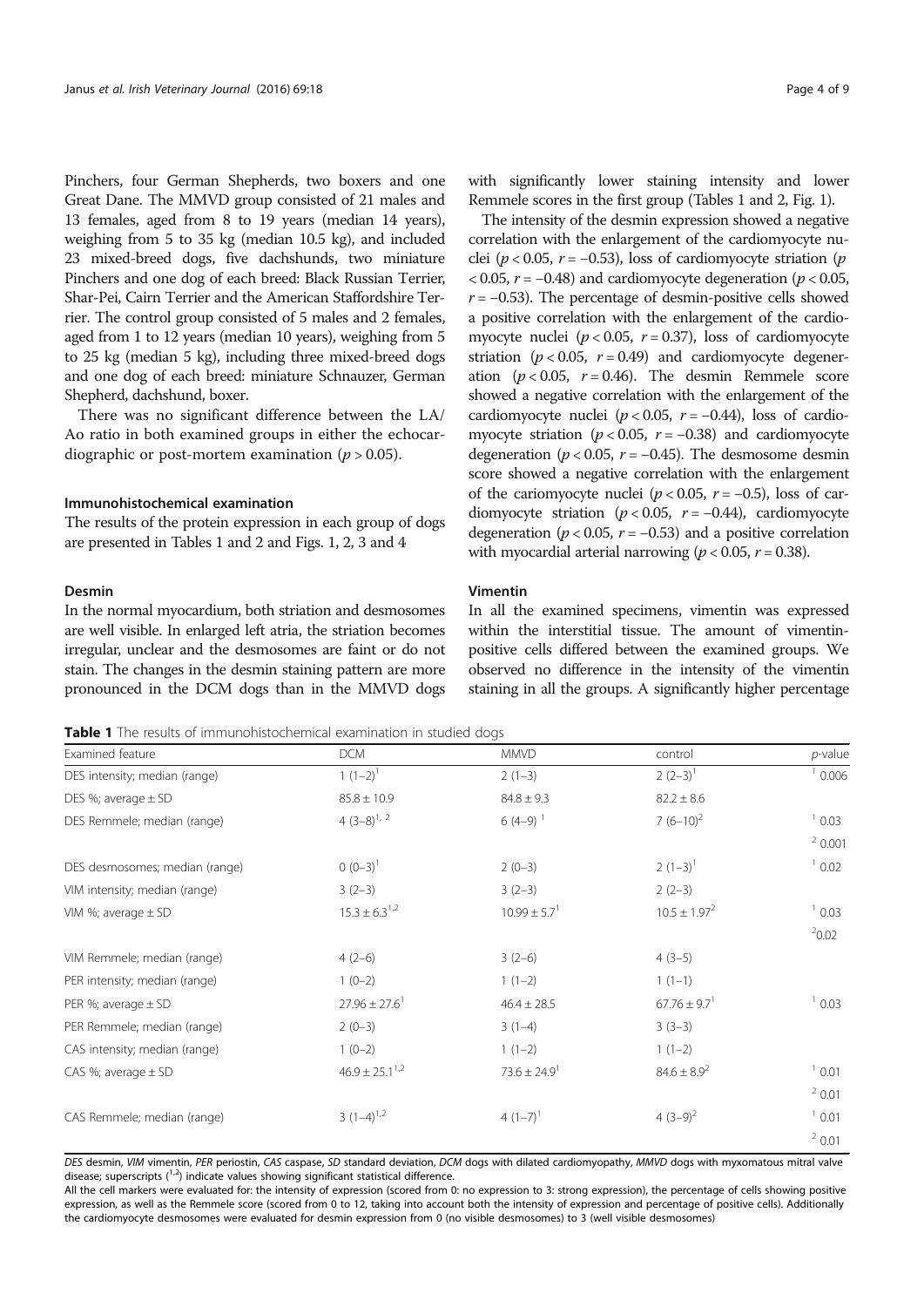Pinchers, four German Shepherds, two boxers and one Great Dane. The MMVD group consisted of 21 males and 13 females, aged from 8 to 19 years (median 14 years), weighing from 5 to 35 kg (median 10.5 kg), and included 23 mixed-breed dogs, five dachshunds, two miniature Pinchers and one dog of each breed: Black Russian Terrier, Shar-Pei, Cairn Terrier and the American Staffordshire Terrier. The control group consisted of 5 males and 2 females, aged from 1 to 12 years (median 10 years), weighing from 5 to 25 kg (median 5 kg), including three mixed-breed dogs and one dog of each breed: miniature Schnauzer, German Shepherd, dachshund, boxer.

There was no significant difference between the LA/Ao ratio in both examined groups in either the echocardiographic or post-mortem examination ($p > 0.05$).

### Immunohistochemical examination

The results of the protein expression in each group of dogs are presented in Tables 1 and 2 and Figs. 1, 2, 3 and 4

### Desmin

In the normal myocardium, both striation and desmosomes are well visible. In enlarged left atria, the striation becomes irregular, unclear and the desmosomes are faint or do not stain. The changes in the desmin staining pattern are more pronounced in the DCM dogs than in the MMVD dogs with significantly lower staining intensity and lower Remmele scores in the first group (Tables 1 and 2, Fig. 1).

The intensity of the desmin expression showed a negative correlation with the enlargement of the cardiomyocyte nuclei ($p < 0.05$, $r = -0.53$), loss of cardiomyocyte striation ($p < 0.05$, $r = -0.48$) and cardiomyocyte degeneration ($p < 0.05$, $r = -0.53$). The percentage of desmin-positive cells showed a positive correlation with the enlargement of the cardiomyocyte nuclei ($p < 0.05$, $r = 0.37$), loss of cardiomyocyte striation ($p < 0.05$, $r = 0.49$) and cardiomyocyte degeneration ($p < 0.05$, $r = 0.46$). The desmin Remmele score showed a negative correlation with the enlargement of the cardiomyocyte nuclei ($p < 0.05$, $r = -0.44$), loss of cardiomyocyte striation ($p < 0.05$, $r = -0.38$) and cardiomyocyte degeneration ($p < 0.05$, $r = -0.45$). The desmosome desmin score showed a negative correlation with the enlargement of the cariomyocyte nuclei ($p < 0.05$, $r = -0.5$), loss of cardiomyocyte striation ($p < 0.05$, $r = -0.44$), cardiomyocyte degeneration ($p < 0.05$, $r = -0.53$) and a positive correlation with myocardial arterial narrowing ($p < 0.05$, $r = 0.38$).

### Vimentin

In all the examined specimens, vimentin was expressed within the interstitial tissue. The amount of vimentin-positive cells differed between the examined groups. We observed no difference in the intensity of the vimentin staining in all the groups. A significantly higher percentage

**Table 1** The results of immunohistochemical examination in studied dogs

| Examined feature | DCM | MMVD | control | p-value |
|---|---|---|---|---|
| DES intensity; median (range) | 1 (1–2)[1] | 2 (1–3) | 2 (2–3)[1] | [1] 0.006 |
| DES %; average ± SD | 85.8 ± 10.9 | 84.8 ± 9.3 | 82.2 ± 8.6 | |
| DES Remmele; median (range) | 4 (3–8)[1, 2] | 6 (4–9)[1] | 7 (6–10)[2] | [1] 0.03<br>[2] 0.001 |
| DES desmosomes; median (range) | 0 (0–3)[1] | 2 (0–3) | 2 (1–3)[1] | [1] 0.02 |
| VIM intensity; median (range) | 3 (2–3) | 3 (2–3) | 2 (2–3) | |
| VIM %; average ± SD | 15.3 ± 6.3[1,2] | 10.99 ± 5.7[1] | 10.5 ± 1.97[2] | [1] 0.03<br>[2] 0.02 |
| VIM Remmele; median (range) | 4 (2–6) | 3 (2–6) | 4 (3–5) | |
| PER intensity; median (range) | 1 (0–2) | 1 (1–2) | 1 (1–1) | |
| PER %; average ± SD | 27.96 ± 27.6[1] | 46.4 ± 28.5 | 67.76 ± 9.7[1] | [1] 0.03 |
| PER Remmele; median (range) | 2 (0–3) | 3 (1–4) | 3 (3–3) | |
| CAS intensity; median (range) | 1 (0–2) | 1 (1–2) | 1 (1–2) | |
| CAS %; average ± SD | 46.9 ± 25.1[1,2] | 73.6 ± 24.9[1] | 84.6 ± 8.9[2] | [1] 0.01<br>[2] 0.01 |
| CAS Remmele; median (range) | 3 (1–4)[1,2] | 4 (1–7)[1] | 4 (3–9)[2] | [1] 0.01<br>[2] 0.01 |

*DES* desmin, *VIM* vimentin, *PER* periostin, *CAS* caspase, *SD* standard deviation, *DCM* dogs with dilated cardiomyopathy, *MMVD* dogs with myxomatous mitral valve disease; superscripts ([1,2]) indicate values showing significant statistical difference.

All the cell markers were evaluated for: the intensity of expression (scored from 0: no expression to 3: strong expression), the percentage of cells showing positive expression, as well as the Remmele score (scored from 0 to 12, taking into account both the intensity of expression and percentage of positive cells). Additionally the cardiomyocyte desmosomes were evaluated for desmin expression from 0 (no visible desmosomes) to 3 (well visible desmosomes)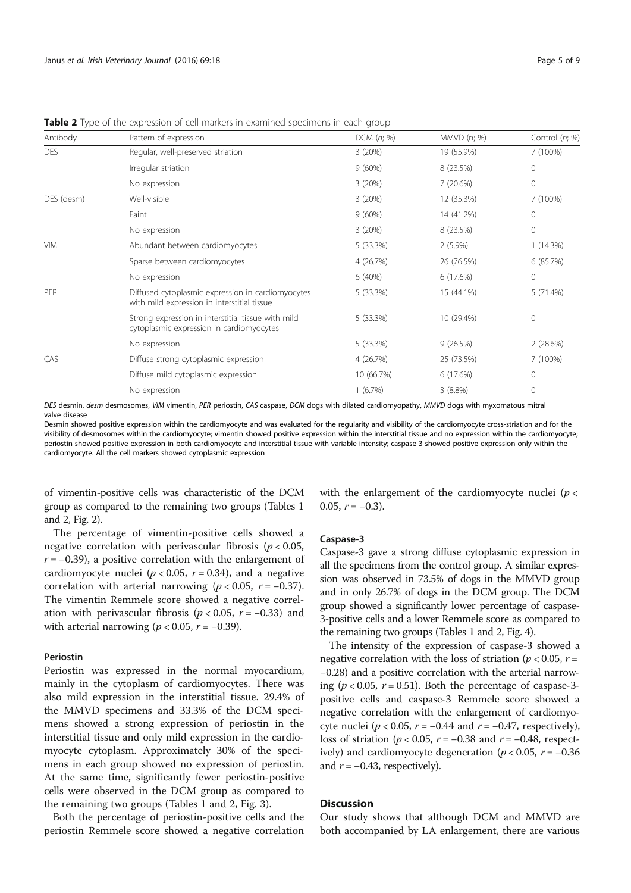**Table 2** Type of the expression of cell markers in examined specimens in each group

| Antibody | Pattern of expression | DCM (*n*; %) | MMVD (n; %) | Control (*n*; %) |
|---|---|---|---|---|
| DES | Regular, well-preserved striation | 3 (20%) | 19 (55.9%) | 7 (100%) |
| | Irregular striation | 9 (60%) | 8 (23.5%) | 0 |
| | No expression | 3 (20%) | 7 (20.6%) | 0 |
| DES (desm) | Well-visible | 3 (20%) | 12 (35.3%) | 7 (100%) |
| | Faint | 9 (60%) | 14 (41.2%) | 0 |
| | No expression | 3 (20%) | 8 (23.5%) | 0 |
| VIM | Abundant between cardiomyocytes | 5 (33.3%) | 2 (5.9%) | 1 (14.3%) |
| | Sparse between cardiomyocytes | 4 (26.7%) | 26 (76.5%) | 6 (85.7%) |
| | No expression | 6 (40%) | 6 (17.6%) | 0 |
| PER | Diffused cytoplasmic expression in cardiomyocytes with mild expression in interstitial tissue | 5 (33.3%) | 15 (44.1%) | 5 (71.4%) |
| | Strong expression in interstitial tissue with mild cytoplasmic expression in cardiomyocytes | 5 (33.3%) | 10 (29.4%) | 0 |
| | No expression | 5 (33.3%) | 9 (26.5%) | 2 (28.6%) |
| CAS | Diffuse strong cytoplasmic expression | 4 (26.7%) | 25 (73.5%) | 7 (100%) |
| | Diffuse mild cytoplasmic expression | 10 (66.7%) | 6 (17.6%) | 0 |
| | No expression | 1 (6.7%) | 3 (8.8%) | 0 |

*DES* desmin, *desm* desmosomes, *VIM* vimentin, *PER* periostin, *CAS* caspase, *DCM* dogs with dilated cardiomyopathy, *MMVD* dogs with myxomatous mitral valve disease

Desmin showed positive expression within the cardiomyocyte and was evaluated for the regularity and visibility of the cardiomyocyte cross-striation and for the visibility of desmosomes within the cardiomyocyte; vimentin showed positive expression within the interstitial tissue and no expression within the cardiomyocyte; periostin showed positive expression in both cardiomyocyte and interstitial tissue with variable intensity; caspase-3 showed positive expression only within the cardiomyocyte. All the cell markers showed cytoplasmic expression

of vimentin-positive cells was characteristic of the DCM group as compared to the remaining two groups (Tables 1 and 2, Fig. 2).

The percentage of vimentin-positive cells showed a negative correlation with perivascular fibrosis ($p < 0.05$, $r = -0.39$), a positive correlation with the enlargement of cardiomyocyte nuclei ($p < 0.05$, $r = 0.34$), and a negative correlation with arterial narrowing ($p < 0.05$, $r = -0.37$). The vimentin Remmele score showed a negative correlation with perivascular fibrosis ($p < 0.05$, $r = -0.33$) and with arterial narrowing ($p < 0.05$, $r = -0.39$).

#### Periostin

Periostin was expressed in the normal myocardium, mainly in the cytoplasm of cardiomyocytes. There was also mild expression in the interstitial tissue. 29.4% of the MMVD specimens and 33.3% of the DCM specimens showed a strong expression of periostin in the interstitial tissue and only mild expression in the cardiomyocyte cytoplasm. Approximately 30% of the specimens in each group showed no expression of periostin. At the same time, significantly fewer periostin-positive cells were observed in the DCM group as compared to the remaining two groups (Tables 1 and 2, Fig. 3).

Both the percentage of periostin-positive cells and the periostin Remmele score showed a negative correlation with the enlargement of the cardiomyocyte nuclei ($p < 0.05$, $r = -0.3$).

#### Caspase-3

Caspase-3 gave a strong diffuse cytoplasmic expression in all the specimens from the control group. A similar expression was observed in 73.5% of dogs in the MMVD group and in only 26.7% of dogs in the DCM group. The DCM group showed a significantly lower percentage of caspase-3-positive cells and a lower Remmele score as compared to the remaining two groups (Tables 1 and 2, Fig. 4).

The intensity of the expression of caspase-3 showed a negative correlation with the loss of striation ($p < 0.05$, $r = -0.28$) and a positive correlation with the arterial narrowing ($p < 0.05$, $r = 0.51$). Both the percentage of caspase-3-positive cells and caspase-3 Remmele score showed a negative correlation with the enlargement of cardiomyocyte nuclei ($p < 0.05$, $r = -0.44$ and $r = -0.47$, respectively), loss of striation ($p < 0.05$, $r = -0.38$ and $r = -0.48$, respectively) and cardiomyocyte degeneration ($p < 0.05$, $r = -0.36$ and $r = -0.43$, respectively).

## Discussion

Our study shows that although DCM and MMVD are both accompanied by LA enlargement, there are various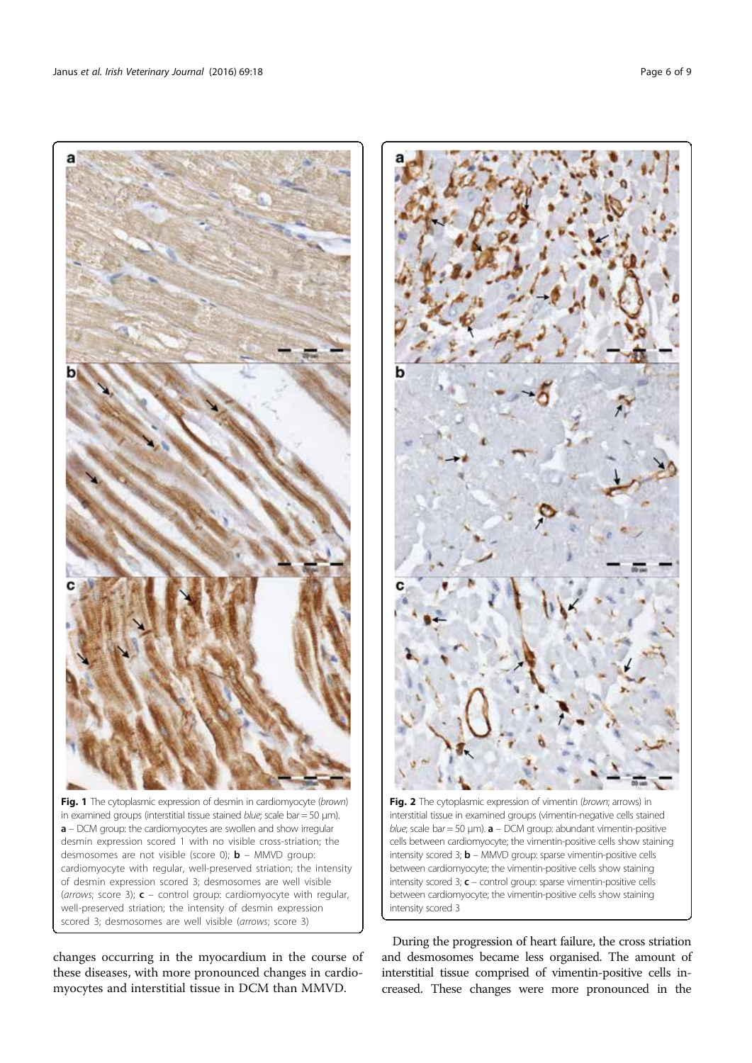**Fig. 1** The cytoplasmic expression of desmin in cardiomyocyte (*brown*) in examined groups (interstitial tissue stained *blue*; scale bar = 50 μm). **a** – DCM group: the cardiomyocytes are swollen and show irregular desmin expression scored 1 with no visible cross-striation; the desmosomes are not visible (score 0); **b** – MMVD group: cardiomyocyte with regular, well-preserved striation; the intensity of desmin expression scored 3; desmosomes are well visible (*arrows*; score 3); **c** – control group: cardiomyocyte with regular, well-preserved striation; the intensity of desmin expression scored 3; desmosomes are well visible (*arrows*; score 3)

**Fig. 2** The cytoplasmic expression of vimentin (*brown*; arrows) in interstitial tissue in examined groups (vimentin-negative cells stained *blue*; scale bar = 50 μm). **a** – DCM group: abundant vimentin-positive cells between cardiomyocyte; the vimentin-positive cells show staining intensity scored 3; **b** – MMVD group: sparse vimentin-positive cells between cardiomyocyte; the vimentin-positive cells show staining intensity scored 3; **c** – control group: sparse vimentin-positive cells between cardiomyocyte; the vimentin-positive cells show staining intensity scored 3

changes occurring in the myocardium in the course of these diseases, with more pronounced changes in cardiomyocytes and interstitial tissue in DCM than MMVD.

During the progression of heart failure, the cross striation and desmosomes became less organised. The amount of interstitial tissue comprised of vimentin-positive cells increased. These changes were more pronounced in the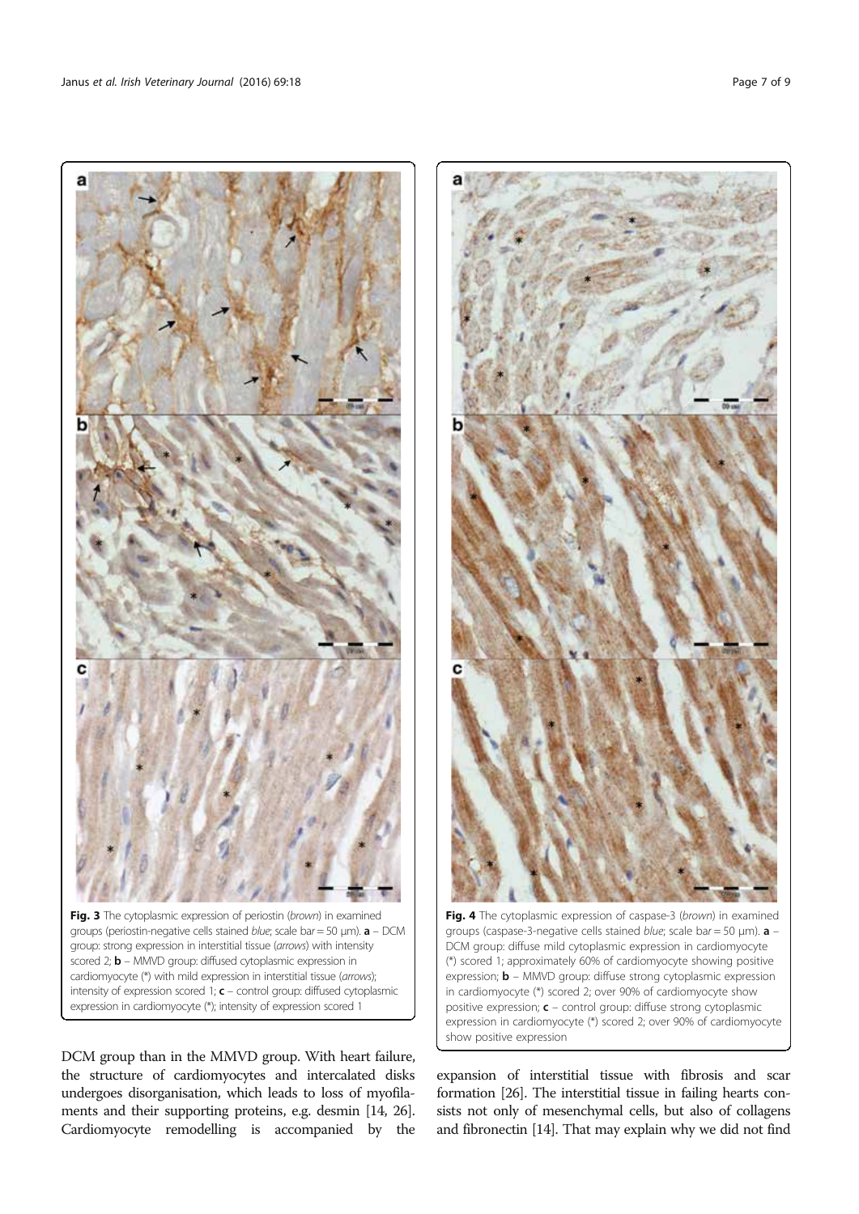**Fig. 3** The cytoplasmic expression of periostin (*brown*) in examined groups (periostin-negative cells stained *blue*; scale bar = 50 μm). **a** – DCM group: strong expression in interstitial tissue (*arrows*) with intensity scored 2; **b** – MMVD group: diffused cytoplasmic expression in cardiomyocyte (*) with mild expression in interstitial tissue (*arrows*); intensity of expression scored 1; **c** – control group: diffused cytoplasmic expression in cardiomyocyte (*); intensity of expression scored 1

**Fig. 4** The cytoplasmic expression of caspase-3 (*brown*) in examined groups (caspase-3-negative cells stained *blue*; scale bar = 50 μm). **a** – DCM group: diffuse mild cytoplasmic expression in cardiomyocyte (*) scored 1; approximately 60% of cardiomyocyte showing positive expression; **b** – MMVD group: diffuse strong cytoplasmic expression in cardiomyocyte (*) scored 2; over 90% of cardiomyocyte show positive expression; **c** – control group: diffuse strong cytoplasmic expression in cardiomyocyte (*) scored 2; over 90% of cardiomyocyte show positive expression

DCM group than in the MMVD group. With heart failure, the structure of cardiomyocytes and intercalated disks undergoes disorganisation, which leads to loss of myofilaments and their supporting proteins, e.g. desmin [14, 26]. Cardiomyocyte remodelling is accompanied by the expansion of interstitial tissue with fibrosis and scar formation [26]. The interstitial tissue in failing hearts consists not only of mesenchymal cells, but also of collagens and fibronectin [14]. That may explain why we did not find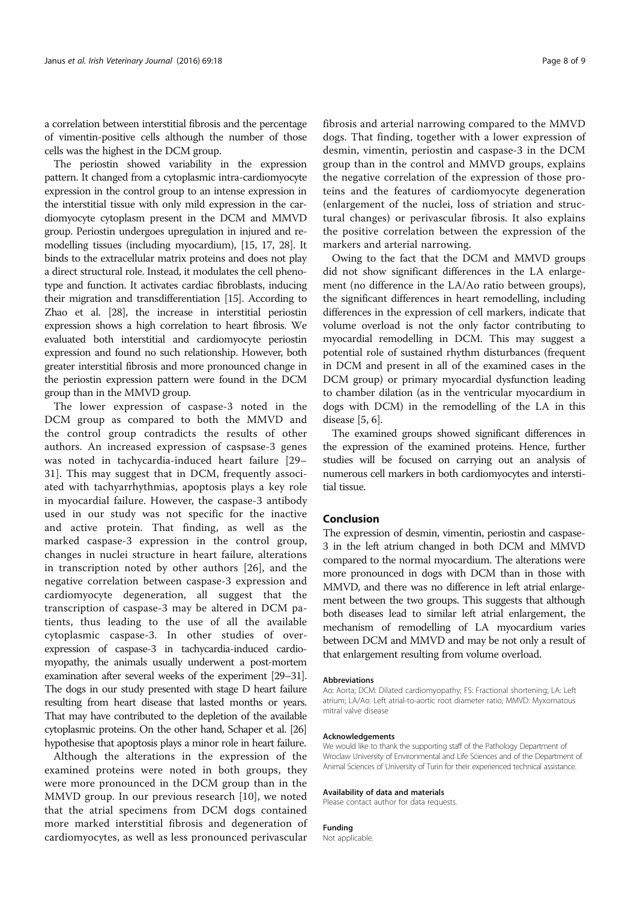a correlation between interstitial fibrosis and the percentage of vimentin-positive cells although the number of those cells was the highest in the DCM group.

The periostin showed variability in the expression pattern. It changed from a cytoplasmic intra-cardiomyocyte expression in the control group to an intense expression in the interstitial tissue with only mild expression in the cardiomyocyte cytoplasm present in the DCM and MMVD group. Periostin undergoes upregulation in injured and remodelling tissues (including myocardium), [15, 17, 28]. It binds to the extracellular matrix proteins and does not play a direct structural role. Instead, it modulates the cell phenotype and function. It activates cardiac fibroblasts, inducing their migration and transdifferentiation [15]. According to Zhao et al. [28], the increase in interstitial periostin expression shows a high correlation to heart fibrosis. We evaluated both interstitial and cardiomyocyte periostin expression and found no such relationship. However, both greater interstitial fibrosis and more pronounced change in the periostin expression pattern were found in the DCM group than in the MMVD group.

The lower expression of caspase-3 noted in the DCM group as compared to both the MMVD and the control group contradicts the results of other authors. An increased expression of caspsase-3 genes was noted in tachycardia-induced heart failure [29–31]. This may suggest that in DCM, frequently associated with tachyarrhythmias, apoptosis plays a key role in myocardial failure. However, the caspase-3 antibody used in our study was not specific for the inactive and active protein. That finding, as well as the marked caspase-3 expression in the control group, changes in nuclei structure in heart failure, alterations in transcription noted by other authors [26], and the negative correlation between caspase-3 expression and cardiomyocyte degeneration, all suggest that the transcription of caspase-3 may be altered in DCM patients, thus leading to the use of all the available cytoplasmic caspase-3. In other studies of overexpression of caspase-3 in tachycardia-induced cardiomyopathy, the animals usually underwent a post-mortem examination after several weeks of the experiment [29–31]. The dogs in our study presented with stage D heart failure resulting from heart disease that lasted months or years. That may have contributed to the depletion of the available cytoplasmic proteins. On the other hand, Schaper et al. [26] hypothesise that apoptosis plays a minor role in heart failure.

Although the alterations in the expression of the examined proteins were noted in both groups, they were more pronounced in the DCM group than in the MMVD group. In our previous research [10], we noted that the atrial specimens from DCM dogs contained more marked interstitial fibrosis and degeneration of cardiomyocytes, as well as less pronounced perivascular fibrosis and arterial narrowing compared to the MMVD dogs. That finding, together with a lower expression of desmin, vimentin, periostin and caspase-3 in the DCM group than in the control and MMVD groups, explains the negative correlation of the expression of those proteins and the features of cardiomyocyte degeneration (enlargement of the nuclei, loss of striation and structural changes) or perivascular fibrosis. It also explains the positive correlation between the expression of the markers and arterial narrowing.

Owing to the fact that the DCM and MMVD groups did not show significant differences in the LA enlargement (no difference in the LA/Ao ratio between groups), the significant differences in heart remodelling, including differences in the expression of cell markers, indicate that volume overload is not the only factor contributing to myocardial remodelling in DCM. This may suggest a potential role of sustained rhythm disturbances (frequent in DCM and present in all of the examined cases in the DCM group) or primary myocardial dysfunction leading to chamber dilation (as in the ventricular myocardium in dogs with DCM) in the remodelling of the LA in this disease [5, 6].

The examined groups showed significant differences in the expression of the examined proteins. Hence, further studies will be focused on carrying out an analysis of numerous cell markers in both cardiomyocytes and interstitial tissue.

## Conclusion

The expression of desmin, vimentin, periostin and caspase-3 in the left atrium changed in both DCM and MMVD compared to the normal myocardium. The alterations were more pronounced in dogs with DCM than in those with MMVD, and there was no difference in left atrial enlargement between the two groups. This suggests that although both diseases lead to similar left atrial enlargement, the mechanism of remodelling of LA myocardium varies between DCM and MMVD and may be not only a result of that enlargement resulting from volume overload.

#### Abbreviations

Ao: Aorta; DCM: Dilated cardiomyopathy; FS: Fractional shortening; LA: Left atrium; LA/Ao: Left atrial-to-aortic root diameter ratio; MMVD: Myxomatous mitral valve disease

#### Acknowledgements

We would like to thank the supporting staff of the Pathology Department of Wroclaw University of Environmental and Life Sciences and of the Department of Animal Sciences of University of Turin for their experienced technical assistance.

#### Availability of data and materials

Please contact author for data requests.

#### Funding

Not applicable.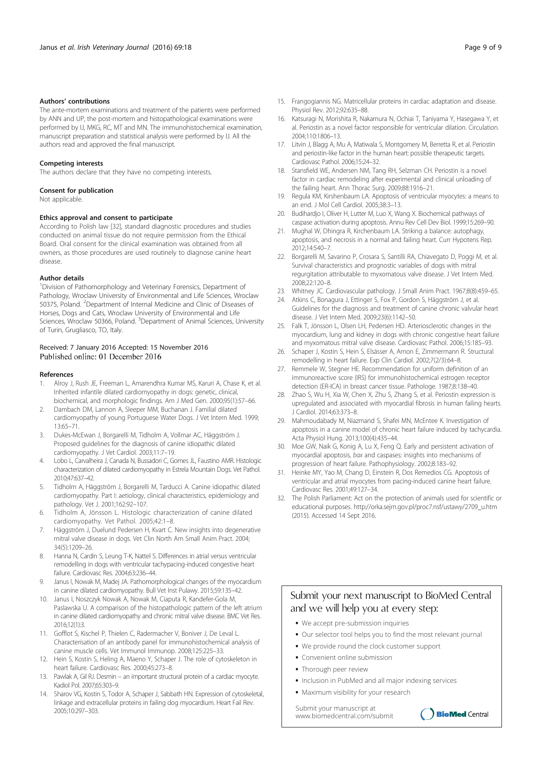### Authors' contributions

The ante-mortem examinations and treatment of the patients were performed by ANN and UP, the post-mortem and histopathological examinations were performed by IJ, MKG, RC, MT and MN. The immunohistochemical examination, manuscript preparation and statistical analysis were performed by IJ. All the authors read and approved the final manuscript.

### Competing interests

The authors declare that they have no competing interests.

### Consent for publication

Not applicable.

### Ethics approval and consent to participate

According to Polish law [32], standard diagnostic procedures and studies conducted on animal tissue do not require permission from the Ethical Board. Oral consent for the clinical examination was obtained from all owners, as those procedures are used routinely to diagnose canine heart disease.

### Author details

[1]Division of Pathomorphology and Veterinary Forensics, Department of Pathology, Wroclaw University of Environmental and Life Sciences, Wroclaw 50375, Poland. [2]Department of Internal Medicine and Clinic of Diseases of Horses, Dogs and Cats, Wroclaw University of Environmental and Life Sciences, Wroclaw 50366, Poland. [3]Department of Animal Sciences, University of Turin, Grugliasco, TO, Italy.

Received: 7 January 2016 Accepted: 15 November 2016
Published online: 01 December 2016

### References

1. Alroy J, Rush JE, Freeman L, Amarendhra Kumar MS, Karuri A, Chase K, et al. Inherited infantile dilated cardiomyopathy in dogs: genetic, clinical, biochemical, and morphologic findings. Am J Med Gen. 2000;95(1):57–66.
2. Dambach DM, Lannon A, Sleeper MM, Buchanan J. Familial dilated cardiomyopathy of young Portuguese Water Dogs. J Vet Intern Med. 1999; 13:65–71.
3. Dukes-McEwan J, Borgarelli M, Tidholm A, Vollmar AC, Häggström J. Proposed guidelines for the diagnosis of canine idiopathic dilated cardiomyopathy. J Vet Cardiol. 2003;11:7–19.
4. Lobo L, Carvalheira J, Canada N, Bussadori C, Gomes JL, Faustino AMR. Histologic characterization of dilated cardiomyopathy in Estrela Mountain Dogs. Vet Pathol. 2010;47:637–42.
5. Tidholm A, Häggström J, Borgarelli M, Tarducci A. Canine idiopathic dilated cardiomyopathy. Part I: aetiology, clinical characteristics, epidemiology and pathology. Vet J. 2001;162:92–107.
6. Tidholm A, Jönsson L. Histologic characterization of canine dilated cardiomyopathy. Vet Pathol. 2005;42:1–8.
7. Häggström J, Duelund Pedersen H, Kvart C. New insights into degenerative mitral valve disease in dogs. Vet Clin North Am Small Anim Pract. 2004; 34(5):1209–26.
8. Hanna N, Cardin S, Leung T-K, Nattel S. Differences in atrial versus ventricular remodelling in dogs with ventricular tachypacing-induced congestive heart failure. Cardiovasc Res. 2004;63:236–44.
9. Janus I, Nowak M, Madej JA. Pathomorphological changes of the myocardium in canine dilated cardiomyopathy. Bull Vet Inst Pulawy. 2015;59:135–42.
10. Janus I, Noszczyk Nowak A, Nowak M, Ciaputa R, Kandefer-Gola M, Paslawska U. A comparison of the histopathologic pattern of the left atrium in canine dilated cardiomyopathy and chronic mitral valve disease. BMC Vet Res. 2016;12(1):3.
11. Gofflot S, Kischel P, Thielen C, Radermacher V, Boniver J, De Leval L. Characterisation of an antibody panel for immunohistochemical analysis of canine muscle cells. Vet Immunol Immunop. 2008;125:225–33.
12. Hein S, Kostin S, Heling A, Maeno Y, Schaper J. The role of cytoskeleton in heart failure. Cardiovasc Res. 2000;45:273–8.
13. Pawlak A, Gil RJ. Desmin – an important structural protein of a cardiac myocyte. Kadiol Pol. 2007;65:303–9.
14. Sharov VG, Kostin S, Todor A, Schaper J, Sabbath HN. Expression of cytoskeletal, linkage and extracellular proteins in failing dog myocardium. Heart Fail Rev. 2005;10:297–303.
15. Frangogiannis NG. Matricellular proteins in cardiac adaptation and disease. Physiol Rev. 2012;92:635–88.
16. Katsuragi N, Morishita R, Nakamura N, Ochiai T, Taniyama Y, Hasegawa Y, et al. Periostin as a novel factor responsible for ventricular dilation. Circulation. 2004;110:1806–13.
17. Litvin J, Blagg A, Mu A, Matiwala S, Montgomery M, Berretta R, et al. Periostin and periostin-like factor in the human heart: possible therapeutic targets. Cardiovasc Pathol. 2006;15:24–32.
18. Stansfield WE, Andersen NM, Tang RH, Selzman CH. Periostin is a novel factor in cardiac remodeling after experimental and clinical unloading of the failing heart. Ann Thorac Surg. 2009;88:1916–21.
19. Regula KM, Kirshenbaum LA. Apoptosis of ventricular myocytes: a means to an end. J Mol Cell Cardiol. 2005;38:3–13.
20. Budihardjo I, Oliver H, Lutter M, Luo X, Wang X. Biochemical pathways of caspase activation during apoptosis. Annu Rev Cell Dev Biol. 1999;15:269–90.
21. Mughal W, Dhingra R, Kirchenbaum LA. Striking a balance: autophagy, apoptosis, and necrosis in a normal and failing heart. Curr Hypotens Rep. 2012;14:540–7.
22. Borgarelli M, Savarino P, Crosara S, Santilli RA, Chiavegato D, Poggi M, et al. Survival characteristics and prognostic variables of dogs with mitral regurgitation attributable to myxomatous valve disease. J Vet Intern Med. 2008;22:120–8.
23. Whitney JC. Cardiovascular pathology. J Small Anim Pract. 1967;8(8):459–65.
24. Atkins C, Bonagura J, Ettinger S, Fox P, Gordon S, Häggström J, et al. Guidelines for the diagnosis and treatment of canine chronic valvular heart disease. J Vet Intern Med. 2009;23(6):1142–50.
25. Falk T, Jönsson L, Olsen LH, Pedersen HD. Arteriosclerotic changes in the myocardium, lung and kidney in dogs with chronic congestive heart failure and myxomatous mitral valve disease. Cardiovasc Pathol. 2006;15:185–93.
26. Schaper J, Kostin S, Hein S, Elsässer A, Arnon E, Zimmermann R. Structural remodelling in heart failure. Exp Clin Cardiol. 2002;7(2/3):64–8.
27. Remmele W, Stegner HE. Recommendation for uniform definition of an immunoreactive score (IRS) for immunohistochemical estrogen receptor detection (ER-ICA) in breast cancer tissue. Pathologe. 1987;8:138–40.
28. Zhao S, Wu H, Xia W, Chen X, Zhu S, Zhang S, et al. Periostin expression is upregulated and associated with myocardial fibrosis in human failing hearts. J Cardiol. 2014;63:373–8.
29. Mahmoudabady M, Niazmand S, Shafei MN, McEntee K. Investigation of apoptosis in a canine model of chronic heart failure induced by tachycardia. Acta Physiol Hung. 2013;100(4):435–44.
30. Moe GW, Naik G, Konig A, Lu X, Feng Q. Early and persistent activation of myocardial apoptosis, *bax* and caspases: insights into mechanisms of progression of heart failure. Pathophysiology. 2002;8:183–92.
31. Heinke MY, Yao M, Chang D, Einstein R, Dos Remedios CG. Apoptosis of ventricular and atrial myocytes from pacing-induced canine heart failure. Cardiovasc Res. 2001;49:127–34.
32. The Polish Parliament: Act on the protection of animals used for scientific or educational purposes. http://orka.sejm.gov.pl/proc7.nsf/ustawy/2709_u.htm (2015). Accessed 14 Sept 2016.

Submit your next manuscript to BioMed Central and we will help you at every step:

- We accept pre-submission inquiries
- Our selector tool helps you to find the most relevant journal
- We provide round the clock customer support
- Convenient online submission
- Thorough peer review
- Inclusion in PubMed and all major indexing services
- Maximum visibility for your research

Submit your manuscript at
www.biomedcentral.com/submit

BioMed Central